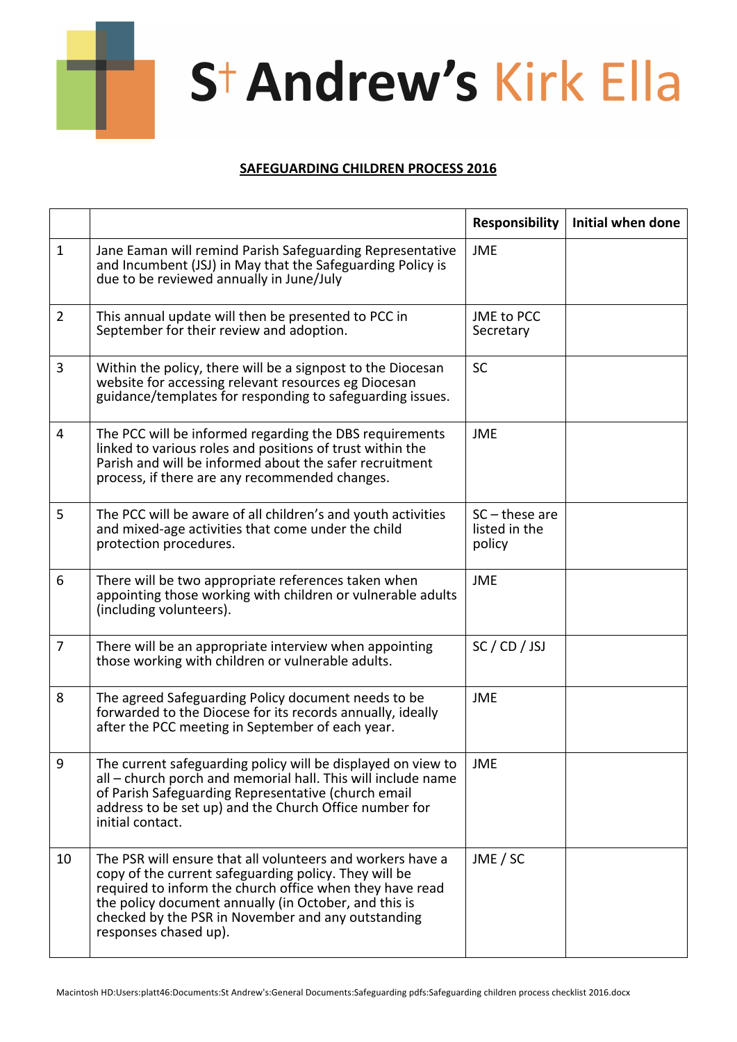# S^†^ Andrew's Kirk Ella

**SAFEGUARDING CHILDREN PROCESS 2016**

| | | Responsibility | Initial when done |
|---|---|---|---|
| 1 | Jane Eaman will remind Parish Safeguarding Representative and Incumbent (JSJ) in May that the Safeguarding Policy is due to be reviewed annually in June/July | JME | |
| 2 | This annual update will then be presented to PCC in September for their review and adoption. | JME to PCC Secretary | |
| 3 | Within the policy, there will be a signpost to the Diocesan website for accessing relevant resources eg Diocesan guidance/templates for responding to safeguarding issues. | SC | |
| 4 | The PCC will be informed regarding the DBS requirements linked to various roles and positions of trust within the Parish and will be informed about the safer recruitment process, if there are any recommended changes. | JME | |
| 5 | The PCC will be aware of all children's and youth activities and mixed-age activities that come under the child protection procedures. | SC – these are listed in the policy | |
| 6 | There will be two appropriate references taken when appointing those working with children or vulnerable adults (including volunteers). | JME | |
| 7 | There will be an appropriate interview when appointing those working with children or vulnerable adults. | SC / CD / JSJ | |
| 8 | The agreed Safeguarding Policy document needs to be forwarded to the Diocese for its records annually, ideally after the PCC meeting in September of each year. | JME | |
| 9 | The current safeguarding policy will be displayed on view to all – church porch and memorial hall. This will include name of Parish Safeguarding Representative (church email address to be set up) and the Church Office number for initial contact. | JME | |
| 10 | The PSR will ensure that all volunteers and workers have a copy of the current safeguarding policy. They will be required to inform the church office when they have read the policy document annually (in October, and this is checked by the PSR in November and any outstanding responses chased up). | JME / SC | |

Macintosh HD:Users:platt46:Documents:St Andrew's:General Documents:Safeguarding pdfs:Safeguarding children process checklist 2016.docx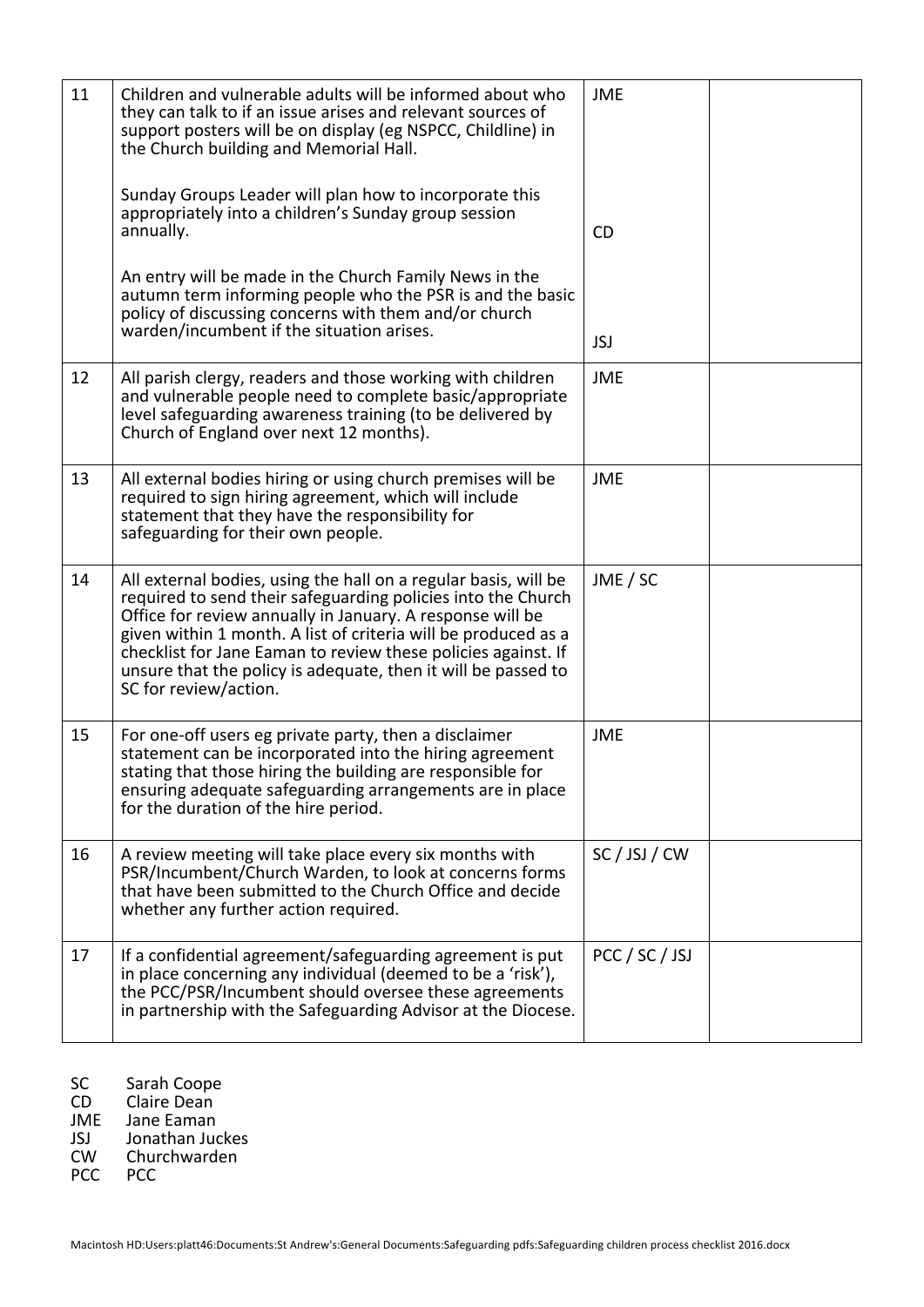| | | | |
|---|---|---|---|
| 11 | Children and vulnerable adults will be informed about who they can talk to if an issue arises and relevant sources of support posters will be on display (eg NSPCC, Childline) in the Church building and Memorial Hall.<br><br>Sunday Groups Leader will plan how to incorporate this appropriately into a children's Sunday group session annually.<br><br>An entry will be made in the Church Family News in the autumn term informing people who the PSR is and the basic policy of discussing concerns with them and/or church warden/incumbent if the situation arises. | JME<br><br>CD<br><br>JSJ | |
| 12 | All parish clergy, readers and those working with children and vulnerable people need to complete basic/appropriate level safeguarding awareness training (to be delivered by Church of England over next 12 months). | JME | |
| 13 | All external bodies hiring or using church premises will be required to sign hiring agreement, which will include statement that they have the responsibility for safeguarding for their own people. | JME | |
| 14 | All external bodies, using the hall on a regular basis, will be required to send their safeguarding policies into the Church Office for review annually in January. A response will be given within 1 month. A list of criteria will be produced as a checklist for Jane Eaman to review these policies against. If unsure that the policy is adequate, then it will be passed to SC for review/action. | JME / SC | |
| 15 | For one-off users eg private party, then a disclaimer statement can be incorporated into the hiring agreement stating that those hiring the building are responsible for ensuring adequate safeguarding arrangements are in place for the duration of the hire period. | JME | |
| 16 | A review meeting will take place every six months with PSR/Incumbent/Church Warden, to look at concerns forms that have been submitted to the Church Office and decide whether any further action required. | SC / JSJ / CW | |
| 17 | If a confidential agreement/safeguarding agreement is put in place concerning any individual (deemed to be a 'risk'), the PCC/PSR/Incumbent should oversee these agreements in partnership with the Safeguarding Advisor at the Diocese. | PCC / SC / JSJ | |

SC Sarah Coope
CD Claire Dean
JME Jane Eaman
JSJ Jonathan Juckes
CW Churchwarden
PCC PCC

Macintosh HD:Users:platt46:Documents:St Andrew's:General Documents:Safeguarding pdfs:Safeguarding children process checklist 2016.docx